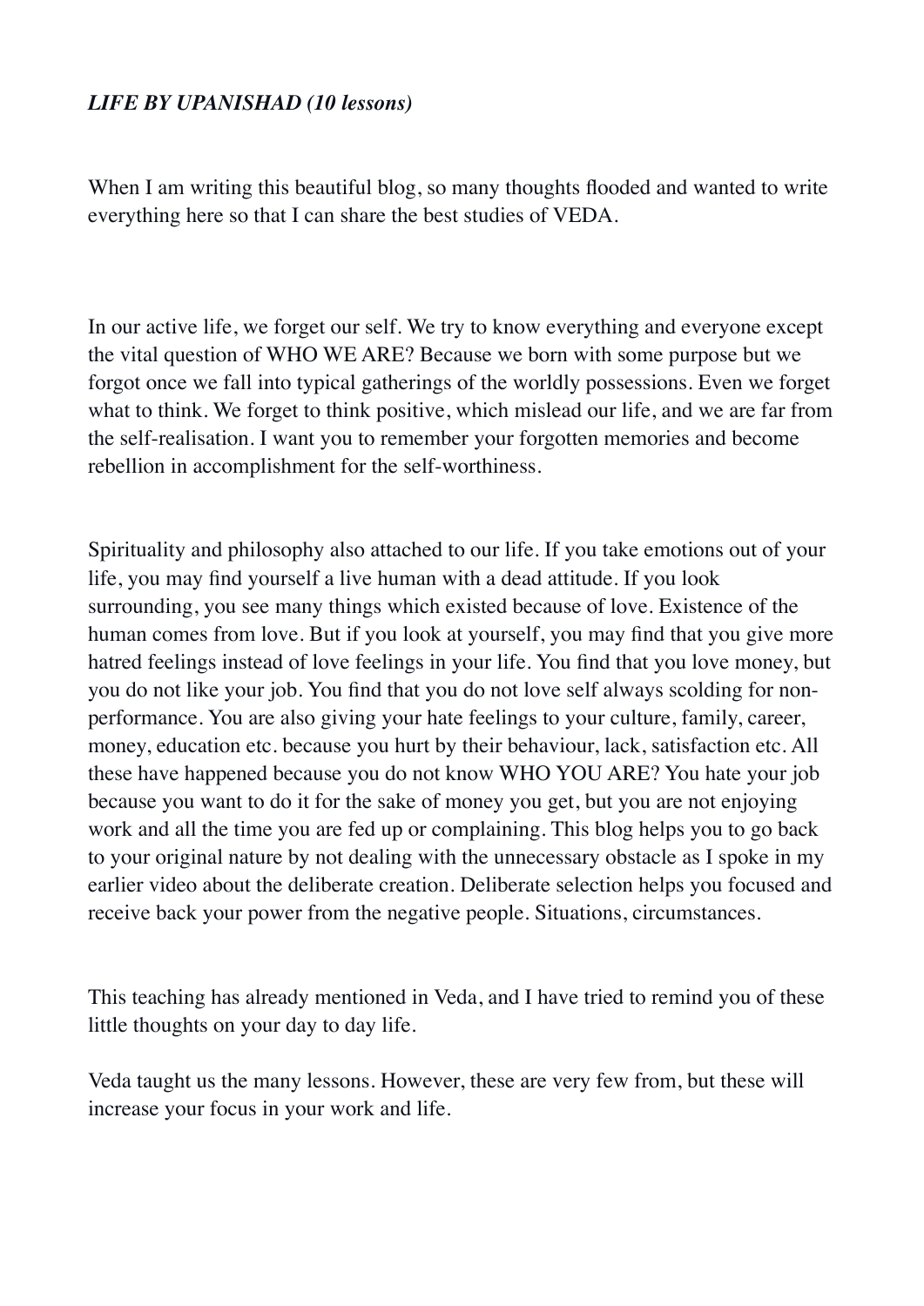***LIFE BY UPANISHAD (10 lessons)***

When I am writing this beautiful blog, so many thoughts flooded and wanted to write everything here so that I can share the best studies of VEDA.

In our active life, we forget our self. We try to know everything and everyone except the vital question of WHO WE ARE? Because we born with some purpose but we forgot once we fall into typical gatherings of the worldly possessions. Even we forget what to think. We forget to think positive, which mislead our life, and we are far from the self-realisation. I want you to remember your forgotten memories and become rebellion in accomplishment for the self-worthiness.

Spirituality and philosophy also attached to our life. If you take emotions out of your life, you may find yourself a live human with a dead attitude. If you look surrounding, you see many things which existed because of love. Existence of the human comes from love. But if you look at yourself, you may find that you give more hatred feelings instead of love feelings in your life. You find that you love money, but you do not like your job. You find that you do not love self always scolding for non-performance. You are also giving your hate feelings to your culture, family, career, money, education etc. because you hurt by their behaviour, lack, satisfaction etc. All these have happened because you do not know WHO YOU ARE? You hate your job because you want to do it for the sake of money you get, but you are not enjoying work and all the time you are fed up or complaining. This blog helps you to go back to your original nature by not dealing with the unnecessary obstacle as I spoke in my earlier video about the deliberate creation. Deliberate selection helps you focused and receive back your power from the negative people. Situations, circumstances.

This teaching has already mentioned in Veda, and I have tried to remind you of these little thoughts on your day to day life.

Veda taught us the many lessons. However, these are very few from, but these will increase your focus in your work and life.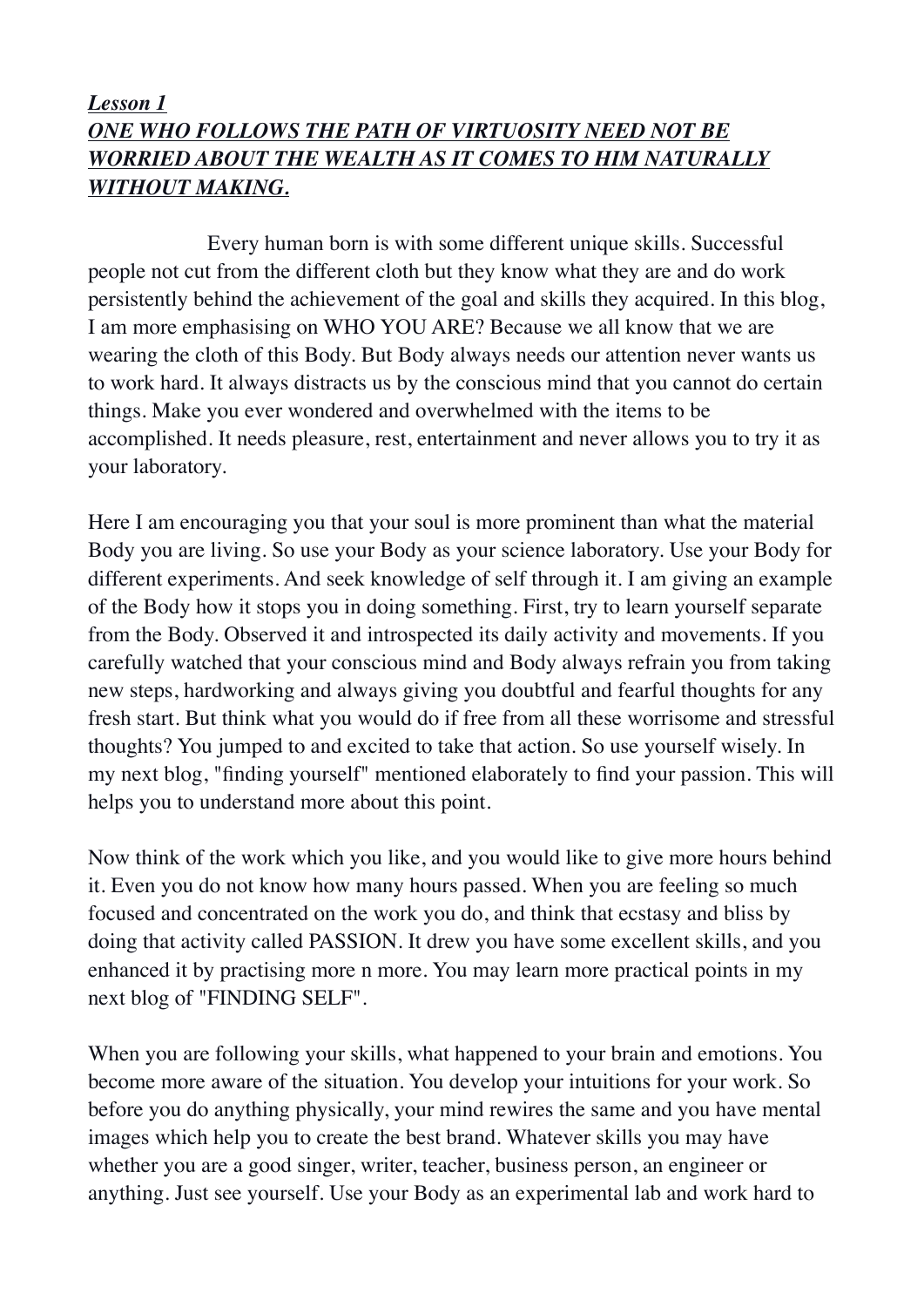***Lesson 1***
***ONE WHO FOLLOWS THE PATH OF VIRTUOSITY NEED NOT BE WORRIED ABOUT THE WEALTH AS IT COMES TO HIM NATURALLY WITHOUT MAKING.***

Every human born is with some different unique skills. Successful people not cut from the different cloth but they know what they are and do work persistently behind the achievement of the goal and skills they acquired. In this blog, I am more emphasising on WHO YOU ARE? Because we all know that we are wearing the cloth of this Body. But Body always needs our attention never wants us to work hard. It always distracts us by the conscious mind that you cannot do certain things. Make you ever wondered and overwhelmed with the items to be accomplished. It needs pleasure, rest, entertainment and never allows you to try it as your laboratory.

Here I am encouraging you that your soul is more prominent than what the material Body you are living. So use your Body as your science laboratory. Use your Body for different experiments. And seek knowledge of self through it. I am giving an example of the Body how it stops you in doing something. First, try to learn yourself separate from the Body. Observed it and introspected its daily activity and movements. If you carefully watched that your conscious mind and Body always refrain you from taking new steps, hardworking and always giving you doubtful and fearful thoughts for any fresh start. But think what you would do if free from all these worrisome and stressful thoughts? You jumped to and excited to take that action. So use yourself wisely. In my next blog, "finding yourself" mentioned elaborately to find your passion. This will helps you to understand more about this point.

Now think of the work which you like, and you would like to give more hours behind it. Even you do not know how many hours passed. When you are feeling so much focused and concentrated on the work you do, and think that ecstasy and bliss by doing that activity called PASSION. It drew you have some excellent skills, and you enhanced it by practising more n more. You may learn more practical points in my next blog of "FINDING SELF".

When you are following your skills, what happened to your brain and emotions. You become more aware of the situation. You develop your intuitions for your work. So before you do anything physically, your mind rewires the same and you have mental images which help you to create the best brand. Whatever skills you may have whether you are a good singer, writer, teacher, business person, an engineer or anything. Just see yourself. Use your Body as an experimental lab and work hard to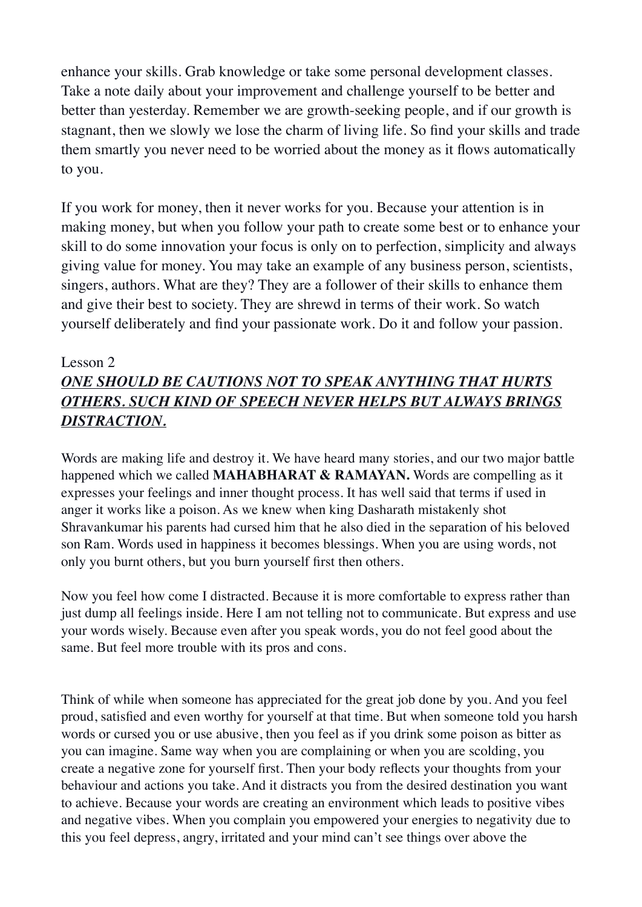enhance your skills. Grab knowledge or take some personal development classes. Take a note daily about your improvement and challenge yourself to be better and better than yesterday. Remember we are growth-seeking people, and if our growth is stagnant, then we slowly we lose the charm of living life. So find your skills and trade them smartly you never need to be worried about the money as it flows automatically to you.

If you work for money, then it never works for you. Because your attention is in making money, but when you follow your path to create some best or to enhance your skill to do some innovation your focus is only on to perfection, simplicity and always giving value for money. You may take an example of any business person, scientists, singers, authors. What are they? They are a follower of their skills to enhance them and give their best to society. They are shrewd in terms of their work. So watch yourself deliberately and find your passionate work. Do it and follow your passion.

Lesson 2

***ONE SHOULD BE CAUTIONS NOT TO SPEAK ANYTHING THAT HURTS OTHERS. SUCH KIND OF SPEECH NEVER HELPS BUT ALWAYS BRINGS DISTRACTION.***

Words are making life and destroy it. We have heard many stories, and our two major battle happened which we called **MAHABHARAT & RAMAYAN.** Words are compelling as it expresses your feelings and inner thought process. It has well said that terms if used in anger it works like a poison. As we knew when king Dasharath mistakenly shot Shravankumar his parents had cursed him that he also died in the separation of his beloved son Ram. Words used in happiness it becomes blessings. When you are using words, not only you burnt others, but you burn yourself first then others.

Now you feel how come I distracted. Because it is more comfortable to express rather than just dump all feelings inside. Here I am not telling not to communicate. But express and use your words wisely. Because even after you speak words, you do not feel good about the same. But feel more trouble with its pros and cons.

Think of while when someone has appreciated for the great job done by you. And you feel proud, satisfied and even worthy for yourself at that time. But when someone told you harsh words or cursed you or use abusive, then you feel as if you drink some poison as bitter as you can imagine. Same way when you are complaining or when you are scolding, you create a negative zone for yourself first. Then your body reflects your thoughts from your behaviour and actions you take. And it distracts you from the desired destination you want to achieve. Because your words are creating an environment which leads to positive vibes and negative vibes. When you complain you empowered your energies to negativity due to this you feel depress, angry, irritated and your mind can't see things over above the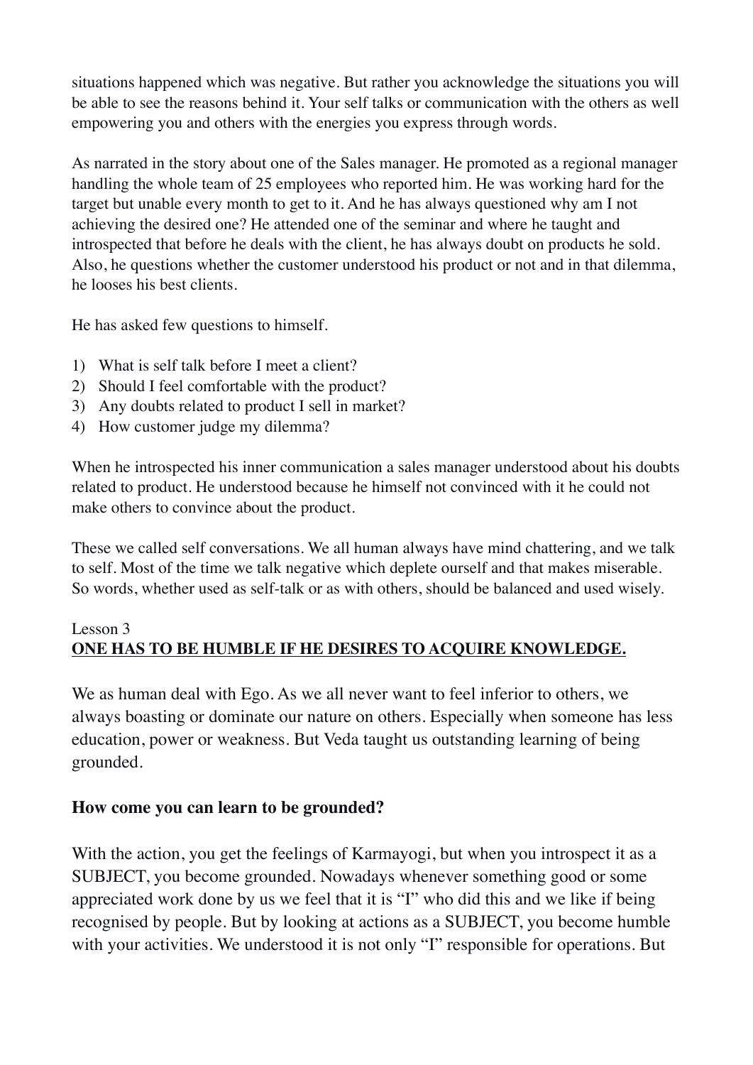situations happened which was negative. But rather you acknowledge the situations you will be able to see the reasons behind it. Your self talks or communication with the others as well empowering you and others with the energies you express through words.

As narrated in the story about one of the Sales manager. He promoted as a regional manager handling the whole team of 25 employees who reported him. He was working hard for the target but unable every month to get to it. And he has always questioned why am I not achieving the desired one? He attended one of the seminar and where he taught and introspected that before he deals with the client, he has always doubt on products he sold. Also, he questions whether the customer understood his product or not and in that dilemma, he looses his best clients.

He has asked few questions to himself.

1) What is self talk before I meet a client?
2) Should I feel comfortable with the product?
3) Any doubts related to product I sell in market?
4) How customer judge my dilemma?

When he introspected his inner communication a sales manager understood about his doubts related to product. He understood because he himself not convinced with it he could not make others to convince about the product.

These we called self conversations. We all human always have mind chattering, and we talk to self. Most of the time we talk negative which deplete ourself and that makes miserable. So words, whether used as self-talk or as with others, should be balanced and used wisely.

Lesson 3

## ONE HAS TO BE HUMBLE IF HE DESIRES TO ACQUIRE KNOWLEDGE.

We as human deal with Ego. As we all never want to feel inferior to others, we always boasting or dominate our nature on others. Especially when someone has less education, power or weakness. But Veda taught us outstanding learning of being grounded.

**How come you can learn to be grounded?**

With the action, you get the feelings of Karmayogi, but when you introspect it as a SUBJECT, you become grounded. Nowadays whenever something good or some appreciated work done by us we feel that it is "I" who did this and we like if being recognised by people. But by looking at actions as a SUBJECT, you become humble with your activities. We understood it is not only "I" responsible for operations. But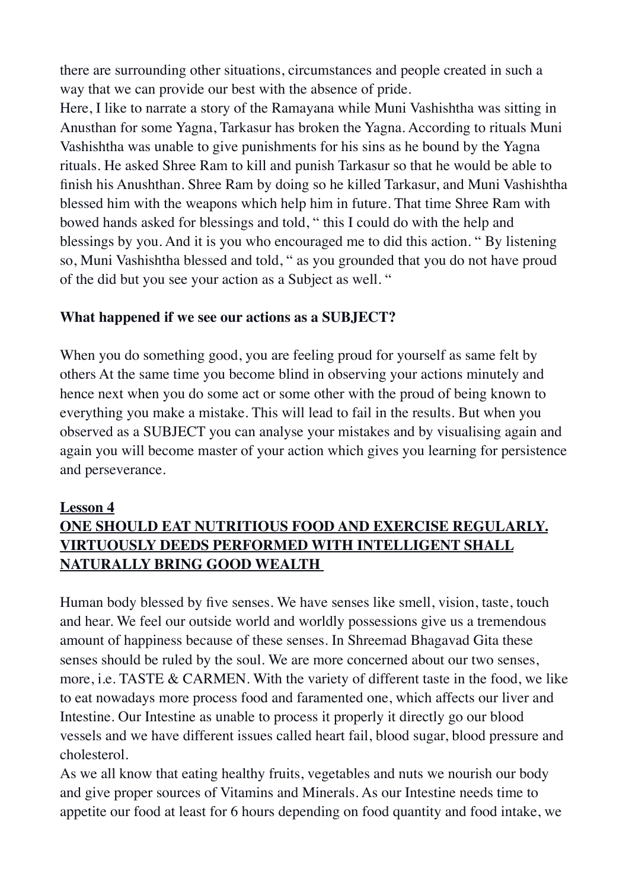there are surrounding other situations, circumstances and people created in such a way that we can provide our best with the absence of pride.

Here, I like to narrate a story of the Ramayana while Muni Vashishtha was sitting in Anusthan for some Yagna, Tarkasur has broken the Yagna. According to rituals Muni Vashishtha was unable to give punishments for his sins as he bound by the Yagna rituals. He asked Shree Ram to kill and punish Tarkasur so that he would be able to finish his Anushthan. Shree Ram by doing so he killed Tarkasur, and Muni Vashishtha blessed him with the weapons which help him in future. That time Shree Ram with bowed hands asked for blessings and told, " this I could do with the help and blessings by you. And it is you who encouraged me to did this action. " By listening so, Muni Vashishtha blessed and told, " as you grounded that you do not have proud of the did but you see your action as a Subject as well. "

**What happened if we see our actions as a SUBJECT?**

When you do something good, you are feeling proud for yourself as same felt by others At the same time you become blind in observing your actions minutely and hence next when you do some act or some other with the proud of being known to everything you make a mistake. This will lead to fail in the results. But when you observed as a SUBJECT you can analyse your mistakes and by visualising again and again you will become master of your action which gives you learning for persistence and perseverance.

## <u>Lesson 4</u>
## <u>ONE SHOULD EAT NUTRITIOUS FOOD AND EXERCISE REGULARLY. VIRTUOUSLY DEEDS PERFORMED WITH INTELLIGENT SHALL NATURALLY BRING GOOD WEALTH</u>

Human body blessed by five senses. We have senses like smell, vision, taste, touch and hear. We feel our outside world and worldly possessions give us a tremendous amount of happiness because of these senses. In Shreemad Bhagavad Gita these senses should be ruled by the soul. We are more concerned about our two senses, more, i.e. TASTE & CARMEN. With the variety of different taste in the food, we like to eat nowadays more process food and faramented one, which affects our liver and Intestine. Our Intestine as unable to process it properly it directly go our blood vessels and we have different issues called heart fail, blood sugar, blood pressure and cholesterol.

As we all know that eating healthy fruits, vegetables and nuts we nourish our body and give proper sources of Vitamins and Minerals. As our Intestine needs time to appetite our food at least for 6 hours depending on food quantity and food intake, we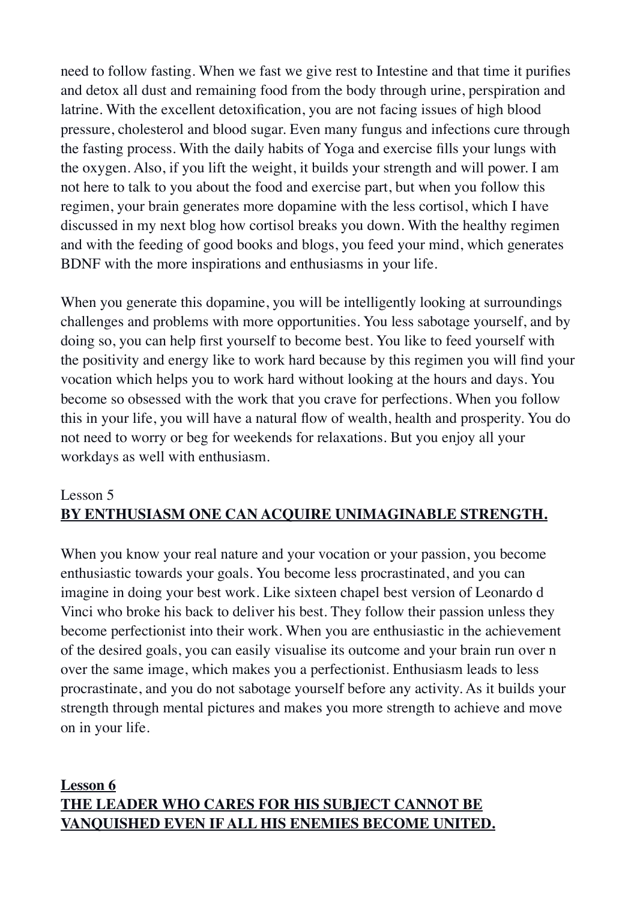need to follow fasting. When we fast we give rest to Intestine and that time it purifies and detox all dust and remaining food from the body through urine, perspiration and latrine. With the excellent detoxification, you are not facing issues of high blood pressure, cholesterol and blood sugar. Even many fungus and infections cure through the fasting process. With the daily habits of Yoga and exercise fills your lungs with the oxygen. Also, if you lift the weight, it builds your strength and will power. I am not here to talk to you about the food and exercise part, but when you follow this regimen, your brain generates more dopamine with the less cortisol, which I have discussed in my next blog how cortisol breaks you down. With the healthy regimen and with the feeding of good books and blogs, you feed your mind, which generates BDNF with the more inspirations and enthusiasms in your life.

When you generate this dopamine, you will be intelligently looking at surroundings challenges and problems with more opportunities. You less sabotage yourself, and by doing so, you can help first yourself to become best. You like to feed yourself with the positivity and energy like to work hard because by this regimen you will find your vocation which helps you to work hard without looking at the hours and days. You become so obsessed with the work that you crave for perfections. When you follow this in your life, you will have a natural flow of wealth, health and prosperity. You do not need to worry or beg for weekends for relaxations. But you enjoy all your workdays as well with enthusiasm.

Lesson 5

**BY ENTHUSIASM ONE CAN ACQUIRE UNIMAGINABLE STRENGTH.**

When you know your real nature and your vocation or your passion, you become enthusiastic towards your goals. You become less procrastinated, and you can imagine in doing your best work. Like sixteen chapel best version of Leonardo d Vinci who broke his back to deliver his best. They follow their passion unless they become perfectionist into their work. When you are enthusiastic in the achievement of the desired goals, you can easily visualise its outcome and your brain run over n over the same image, which makes you a perfectionist. Enthusiasm leads to less procrastinate, and you do not sabotage yourself before any activity. As it builds your strength through mental pictures and makes you more strength to achieve and move on in your life.

**Lesson 6**

**THE LEADER WHO CARES FOR HIS SUBJECT CANNOT BE VANQUISHED EVEN IF ALL HIS ENEMIES BECOME UNITED.**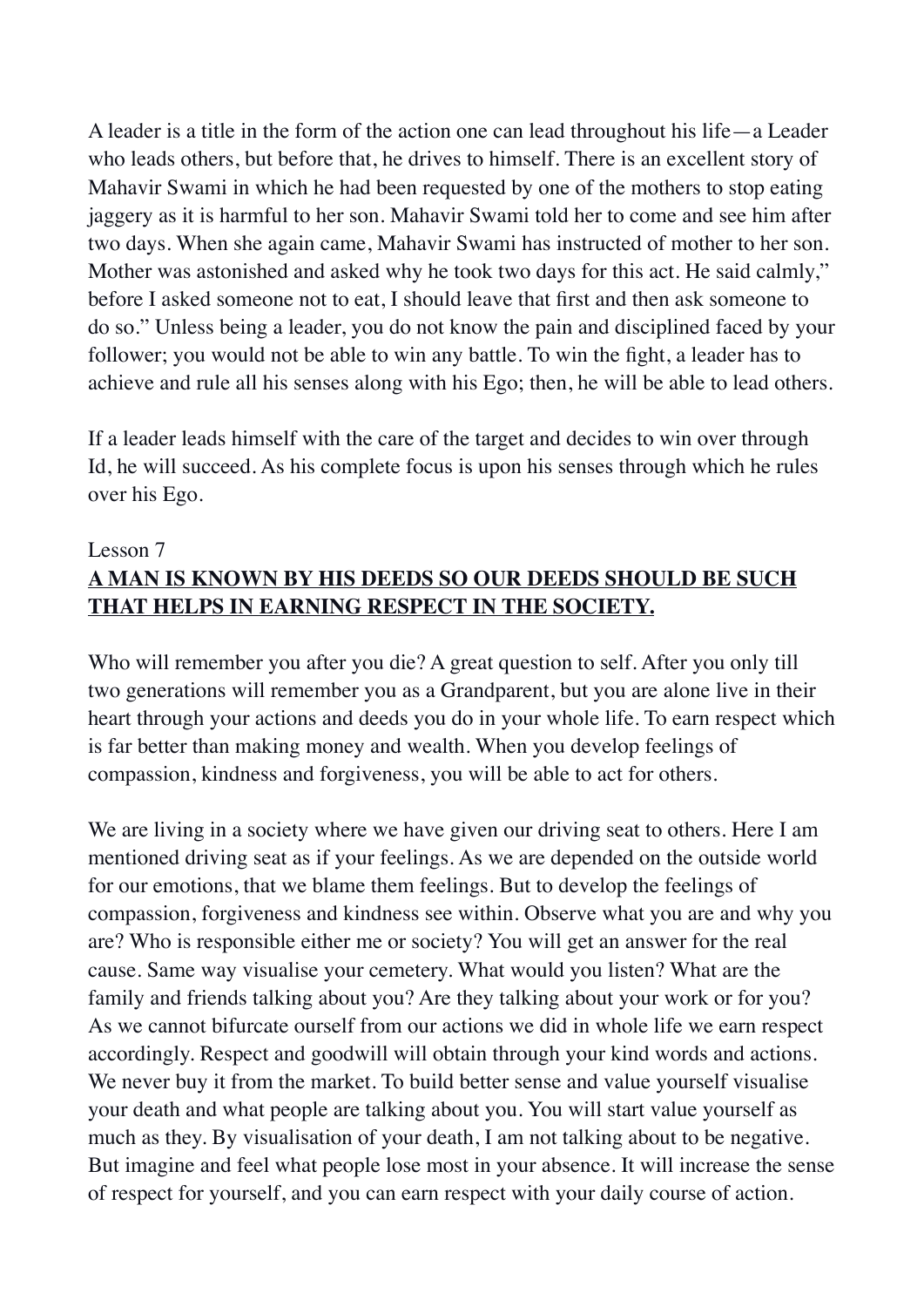A leader is a title in the form of the action one can lead throughout his life—a Leader who leads others, but before that, he drives to himself. There is an excellent story of Mahavir Swami in which he had been requested by one of the mothers to stop eating jaggery as it is harmful to her son. Mahavir Swami told her to come and see him after two days. When she again came, Mahavir Swami has instructed of mother to her son. Mother was astonished and asked why he took two days for this act. He said calmly," before I asked someone not to eat, I should leave that first and then ask someone to do so." Unless being a leader, you do not know the pain and disciplined faced by your follower; you would not be able to win any battle. To win the fight, a leader has to achieve and rule all his senses along with his Ego; then, he will be able to lead others.

If a leader leads himself with the care of the target and decides to win over through Id, he will succeed. As his complete focus is upon his senses through which he rules over his Ego.

Lesson 7

## A MAN IS KNOWN BY HIS DEEDS SO OUR DEEDS SHOULD BE SUCH THAT HELPS IN EARNING RESPECT IN THE SOCIETY.

Who will remember you after you die? A great question to self. After you only till two generations will remember you as a Grandparent, but you are alone live in their heart through your actions and deeds you do in your whole life. To earn respect which is far better than making money and wealth. When you develop feelings of compassion, kindness and forgiveness, you will be able to act for others.

We are living in a society where we have given our driving seat to others. Here I am mentioned driving seat as if your feelings. As we are depended on the outside world for our emotions, that we blame them feelings. But to develop the feelings of compassion, forgiveness and kindness see within. Observe what you are and why you are? Who is responsible either me or society? You will get an answer for the real cause. Same way visualise your cemetery. What would you listen? What are the family and friends talking about you? Are they talking about your work or for you? As we cannot bifurcate ourself from our actions we did in whole life we earn respect accordingly. Respect and goodwill will obtain through your kind words and actions. We never buy it from the market. To build better sense and value yourself visualise your death and what people are talking about you. You will start value yourself as much as they. By visualisation of your death, I am not talking about to be negative. But imagine and feel what people lose most in your absence. It will increase the sense of respect for yourself, and you can earn respect with your daily course of action.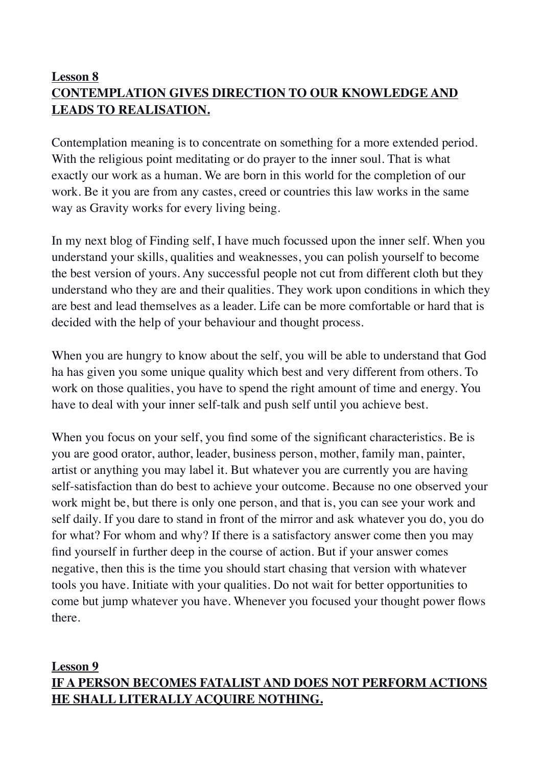**<u>Lesson 8</u>**
**<u>CONTEMPLATION GIVES DIRECTION TO OUR KNOWLEDGE AND LEADS TO REALISATION.</u>**

Contemplation meaning is to concentrate on something for a more extended period. With the religious point meditating or do prayer to the inner soul. That is what exactly our work as a human. We are born in this world for the completion of our work. Be it you are from any castes, creed or countries this law works in the same way as Gravity works for every living being.

In my next blog of Finding self, I have much focussed upon the inner self. When you understand your skills, qualities and weaknesses, you can polish yourself to become the best version of yours. Any successful people not cut from different cloth but they understand who they are and their qualities. They work upon conditions in which they are best and lead themselves as a leader. Life can be more comfortable or hard that is decided with the help of your behaviour and thought process.

When you are hungry to know about the self, you will be able to understand that God ha has given you some unique quality which best and very different from others. To work on those qualities, you have to spend the right amount of time and energy. You have to deal with your inner self-talk and push self until you achieve best.

When you focus on your self, you find some of the significant characteristics. Be is you are good orator, author, leader, business person, mother, family man, painter, artist or anything you may label it. But whatever you are currently you are having self-satisfaction than do best to achieve your outcome. Because no one observed your work might be, but there is only one person, and that is, you can see your work and self daily. If you dare to stand in front of the mirror and ask whatever you do, you do for what? For whom and why? If there is a satisfactory answer come then you may find yourself in further deep in the course of action. But if your answer comes negative, then this is the time you should start chasing that version with whatever tools you have. Initiate with your qualities. Do not wait for better opportunities to come but jump whatever you have. Whenever you focused your thought power flows there.

**<u>Lesson 9</u>**
**<u>IF A PERSON BECOMES FATALIST AND DOES NOT PERFORM ACTIONS HE SHALL LITERALLY ACQUIRE NOTHING.</u>**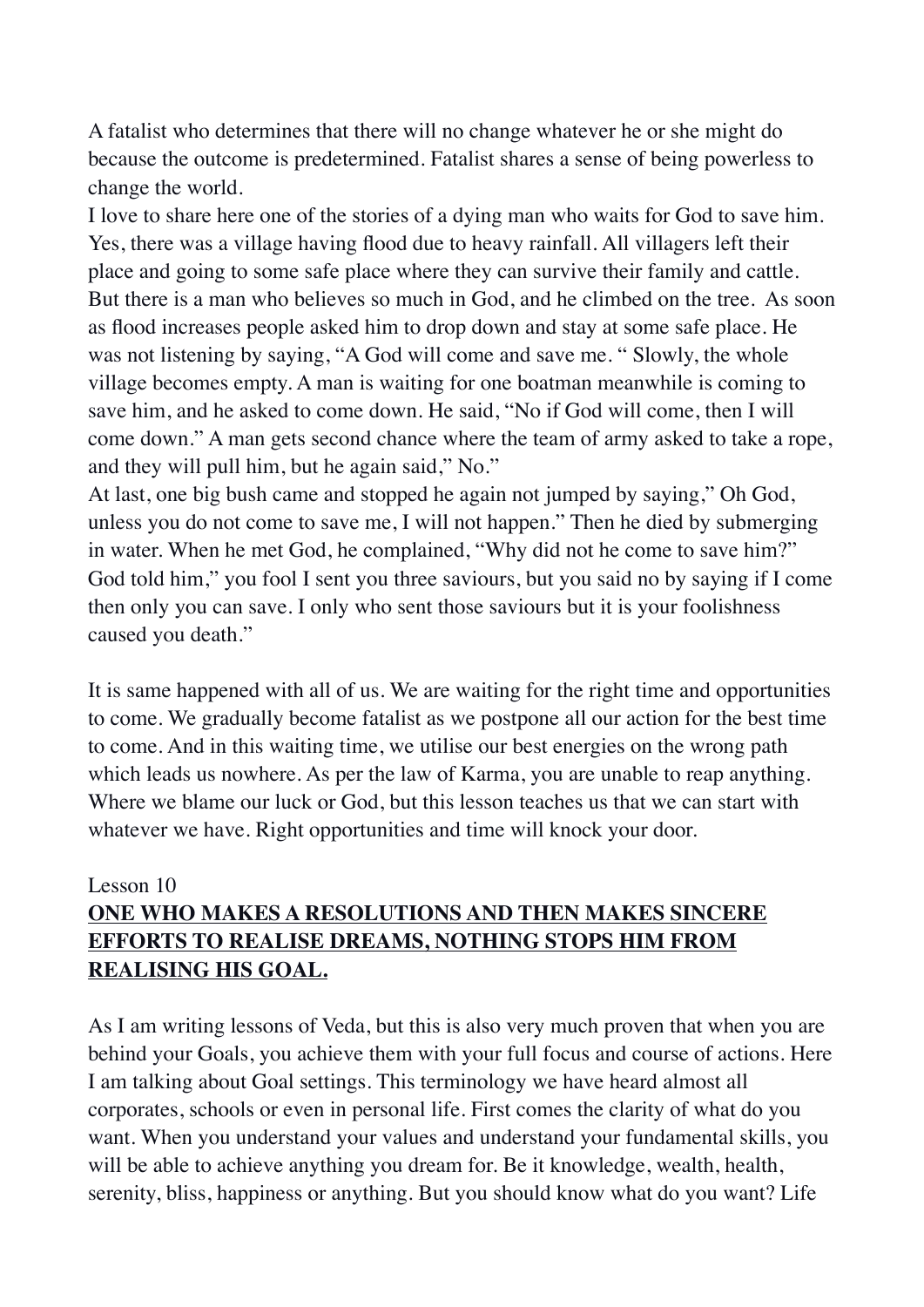A fatalist who determines that there will no change whatever he or she might do because the outcome is predetermined. Fatalist shares a sense of being powerless to change the world.

I love to share here one of the stories of a dying man who waits for God to save him. Yes, there was a village having flood due to heavy rainfall. All villagers left their place and going to some safe place where they can survive their family and cattle. But there is a man who believes so much in God, and he climbed on the tree. As soon as flood increases people asked him to drop down and stay at some safe place. He was not listening by saying, "A God will come and save me. " Slowly, the whole village becomes empty. A man is waiting for one boatman meanwhile is coming to save him, and he asked to come down. He said, "No if God will come, then I will come down." A man gets second chance where the team of army asked to take a rope, and they will pull him, but he again said," No."

At last, one big bush came and stopped he again not jumped by saying," Oh God, unless you do not come to save me, I will not happen." Then he died by submerging in water. When he met God, he complained, "Why did not he come to save him?" God told him," you fool I sent you three saviours, but you said no by saying if I come then only you can save. I only who sent those saviours but it is your foolishness caused you death."

It is same happened with all of us. We are waiting for the right time and opportunities to come. We gradually become fatalist as we postpone all our action for the best time to come. And in this waiting time, we utilise our best energies on the wrong path which leads us nowhere. As per the law of Karma, you are unable to reap anything. Where we blame our luck or God, but this lesson teaches us that we can start with whatever we have. Right opportunities and time will knock your door.

Lesson 10

## **ONE WHO MAKES A RESOLUTIONS AND THEN MAKES SINCERE EFFORTS TO REALISE DREAMS, NOTHING STOPS HIM FROM REALISING HIS GOAL.**

As I am writing lessons of Veda, but this is also very much proven that when you are behind your Goals, you achieve them with your full focus and course of actions. Here I am talking about Goal settings. This terminology we have heard almost all corporates, schools or even in personal life. First comes the clarity of what do you want. When you understand your values and understand your fundamental skills, you will be able to achieve anything you dream for. Be it knowledge, wealth, health, serenity, bliss, happiness or anything. But you should know what do you want? Life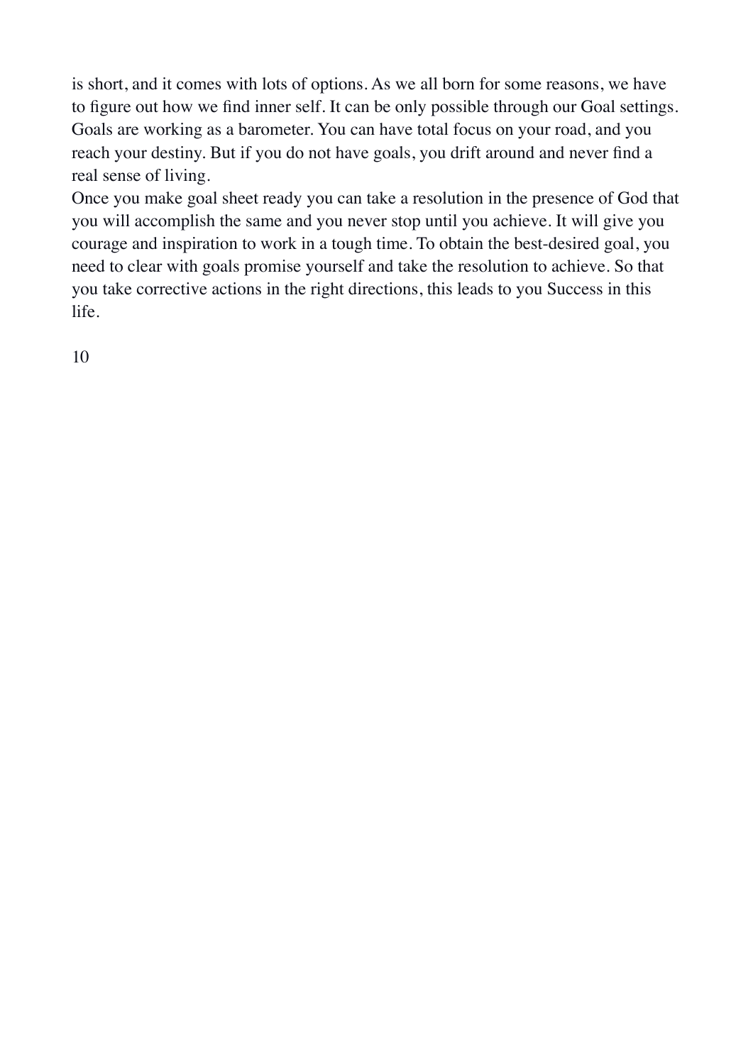is short, and it comes with lots of options. As we all born for some reasons, we have to figure out how we find inner self. It can be only possible through our Goal settings. Goals are working as a barometer. You can have total focus on your road, and you reach your destiny. But if you do not have goals, you drift around and never find a real sense of living.

Once you make goal sheet ready you can take a resolution in the presence of God that you will accomplish the same and you never stop until you achieve. It will give you courage and inspiration to work in a tough time. To obtain the best-desired goal, you need to clear with goals promise yourself and take the resolution to achieve. So that you take corrective actions in the right directions, this leads to you Success in this life.